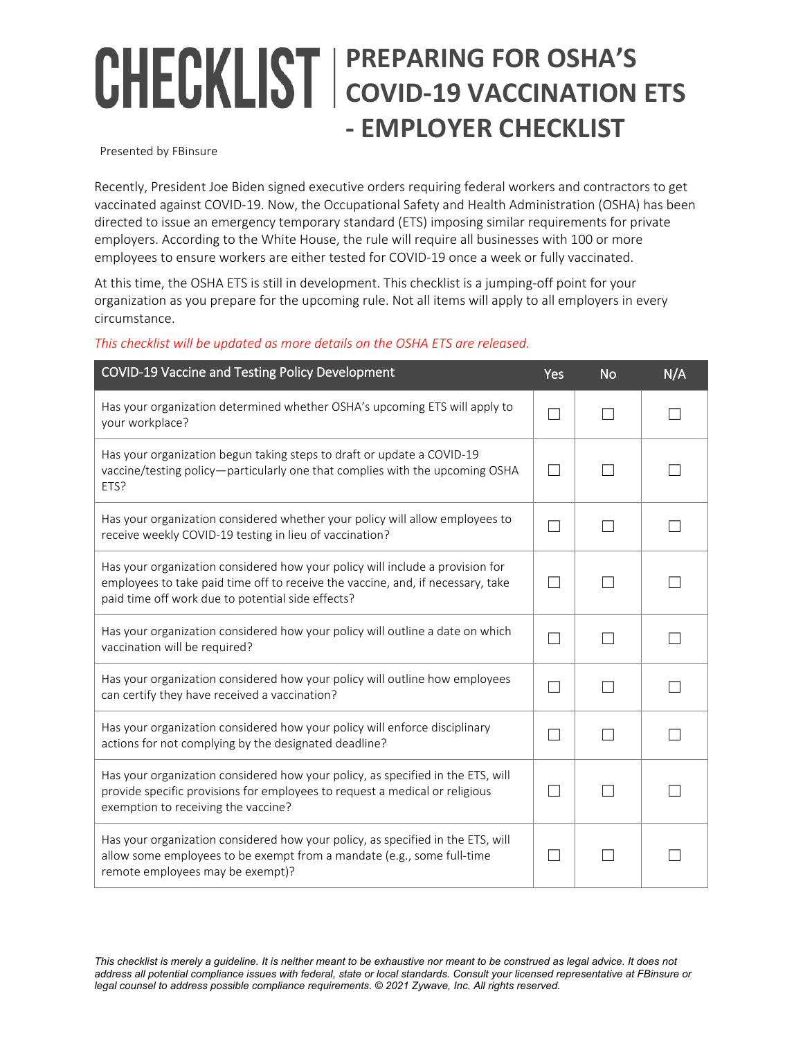# CHECKLIST | PREPARING FOR OSHA'S COVID-19 VACCINATION ETS - EMPLOYER CHECKLIST

Presented by FBinsure

Recently, President Joe Biden signed executive orders requiring federal workers and contractors to get vaccinated against COVID-19. Now, the Occupational Safety and Health Administration (OSHA) has been directed to issue an emergency temporary standard (ETS) imposing similar requirements for private employers. According to the White House, the rule will require all businesses with 100 or more employees to ensure workers are either tested for COVID-19 once a week or fully vaccinated.

At this time, the OSHA ETS is still in development. This checklist is a jumping-off point for your organization as you prepare for the upcoming rule. Not all items will apply to all employers in every circumstance.

*This checklist will be updated as more details on the OSHA ETS are released.*

| COVID-19 Vaccine and Testing Policy Development | Yes | No | N/A |
|---|---|---|---|
| Has your organization determined whether OSHA's upcoming ETS will apply to your workplace? | ☐ | ☐ | ☐ |
| Has your organization begun taking steps to draft or update a COVID-19 vaccine/testing policy—particularly one that complies with the upcoming OSHA ETS? | ☐ | ☐ | ☐ |
| Has your organization considered whether your policy will allow employees to receive weekly COVID-19 testing in lieu of vaccination? | ☐ | ☐ | ☐ |
| Has your organization considered how your policy will include a provision for employees to take paid time off to receive the vaccine, and, if necessary, take paid time off work due to potential side effects? | ☐ | ☐ | ☐ |
| Has your organization considered how your policy will outline a date on which vaccination will be required? | ☐ | ☐ | ☐ |
| Has your organization considered how your policy will outline how employees can certify they have received a vaccination? | ☐ | ☐ | ☐ |
| Has your organization considered how your policy will enforce disciplinary actions for not complying by the designated deadline? | ☐ | ☐ | ☐ |
| Has your organization considered how your policy, as specified in the ETS, will provide specific provisions for employees to request a medical or religious exemption to receiving the vaccine? | ☐ | ☐ | ☐ |
| Has your organization considered how your policy, as specified in the ETS, will allow some employees to be exempt from a mandate (e.g., some full-time remote employees may be exempt)? | ☐ | ☐ | ☐ |

*This checklist is merely a guideline. It is neither meant to be exhaustive nor meant to be construed as legal advice. It does not address all potential compliance issues with federal, state or local standards. Consult your licensed representative at FBinsure or legal counsel to address possible compliance requirements. © 2021 Zywave, Inc. All rights reserved.*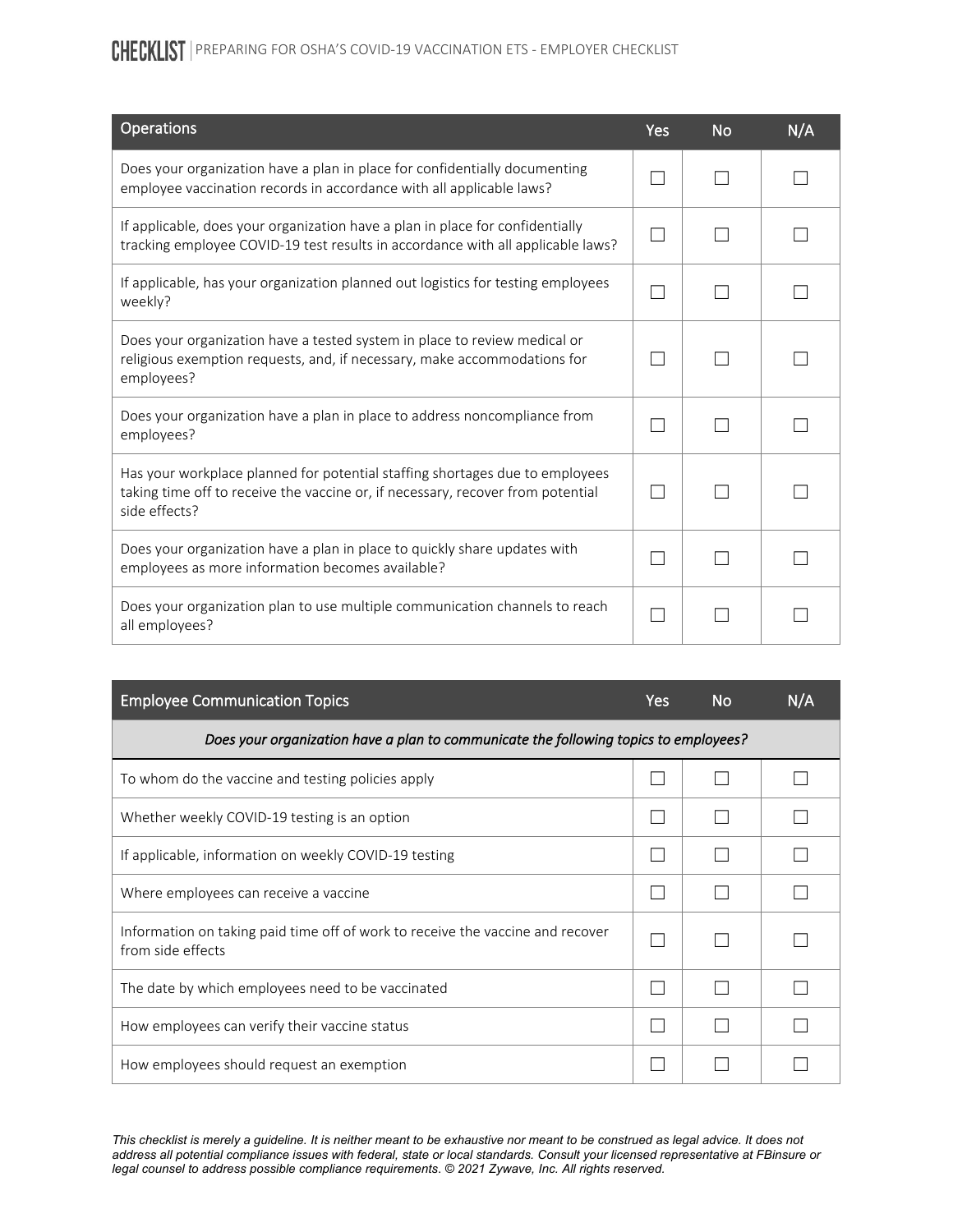| Operations | Yes | No | N/A |
|---|---|---|---|
| Does your organization have a plan in place for confidentially documenting employee vaccination records in accordance with all applicable laws? | ☐ | ☐ | ☐ |
| If applicable, does your organization have a plan in place for confidentially tracking employee COVID-19 test results in accordance with all applicable laws? | ☐ | ☐ | ☐ |
| If applicable, has your organization planned out logistics for testing employees weekly? | ☐ | ☐ | ☐ |
| Does your organization have a tested system in place to review medical or religious exemption requests, and, if necessary, make accommodations for employees? | ☐ | ☐ | ☐ |
| Does your organization have a plan in place to address noncompliance from employees? | ☐ | ☐ | ☐ |
| Has your workplace planned for potential staffing shortages due to employees taking time off to receive the vaccine or, if necessary, recover from potential side effects? | ☐ | ☐ | ☐ |
| Does your organization have a plan in place to quickly share updates with employees as more information becomes available? | ☐ | ☐ | ☐ |
| Does your organization plan to use multiple communication channels to reach all employees? | ☐ | ☐ | ☐ |

| Employee Communication Topics | Yes | No | N/A |
|---|---|---|---|
| *Does your organization have a plan to communicate the following topics to employees?* | | | |
| To whom do the vaccine and testing policies apply | ☐ | ☐ | ☐ |
| Whether weekly COVID-19 testing is an option | ☐ | ☐ | ☐ |
| If applicable, information on weekly COVID-19 testing | ☐ | ☐ | ☐ |
| Where employees can receive a vaccine | ☐ | ☐ | ☐ |
| Information on taking paid time off of work to receive the vaccine and recover from side effects | ☐ | ☐ | ☐ |
| The date by which employees need to be vaccinated | ☐ | ☐ | ☐ |
| How employees can verify their vaccine status | ☐ | ☐ | ☐ |
| How employees should request an exemption | ☐ | ☐ | ☐ |

*This checklist is merely a guideline. It is neither meant to be exhaustive nor meant to be construed as legal advice. It does not address all potential compliance issues with federal, state or local standards. Consult your licensed representative at FBinsure or legal counsel to address possible compliance requirements. © 2021 Zywave, Inc. All rights reserved.*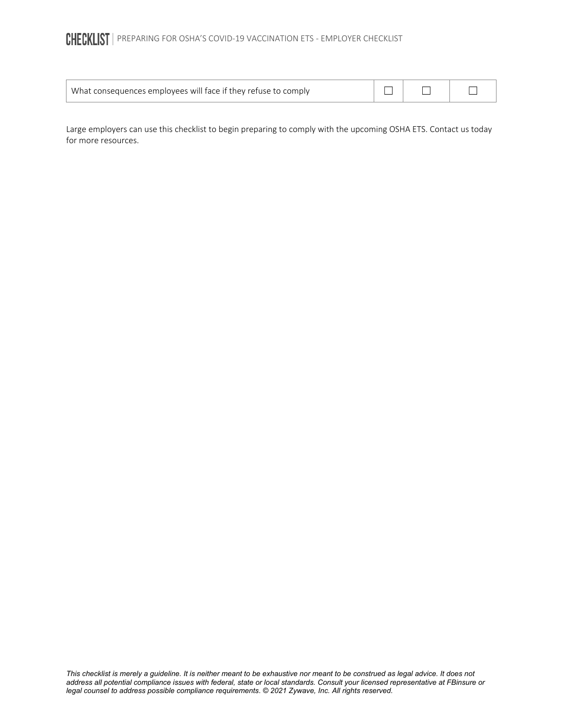| | | | |
|---|---|---|---|
| What consequences employees will face if they refuse to comply | ☐ | ☐ | ☐ |

Large employers can use this checklist to begin preparing to comply with the upcoming OSHA ETS. Contact us today for more resources.

*This checklist is merely a guideline. It is neither meant to be exhaustive nor meant to be construed as legal advice. It does not address all potential compliance issues with federal, state or local standards. Consult your licensed representative at FBinsure or legal counsel to address possible compliance requirements. © 2021 Zywave, Inc. All rights reserved.*